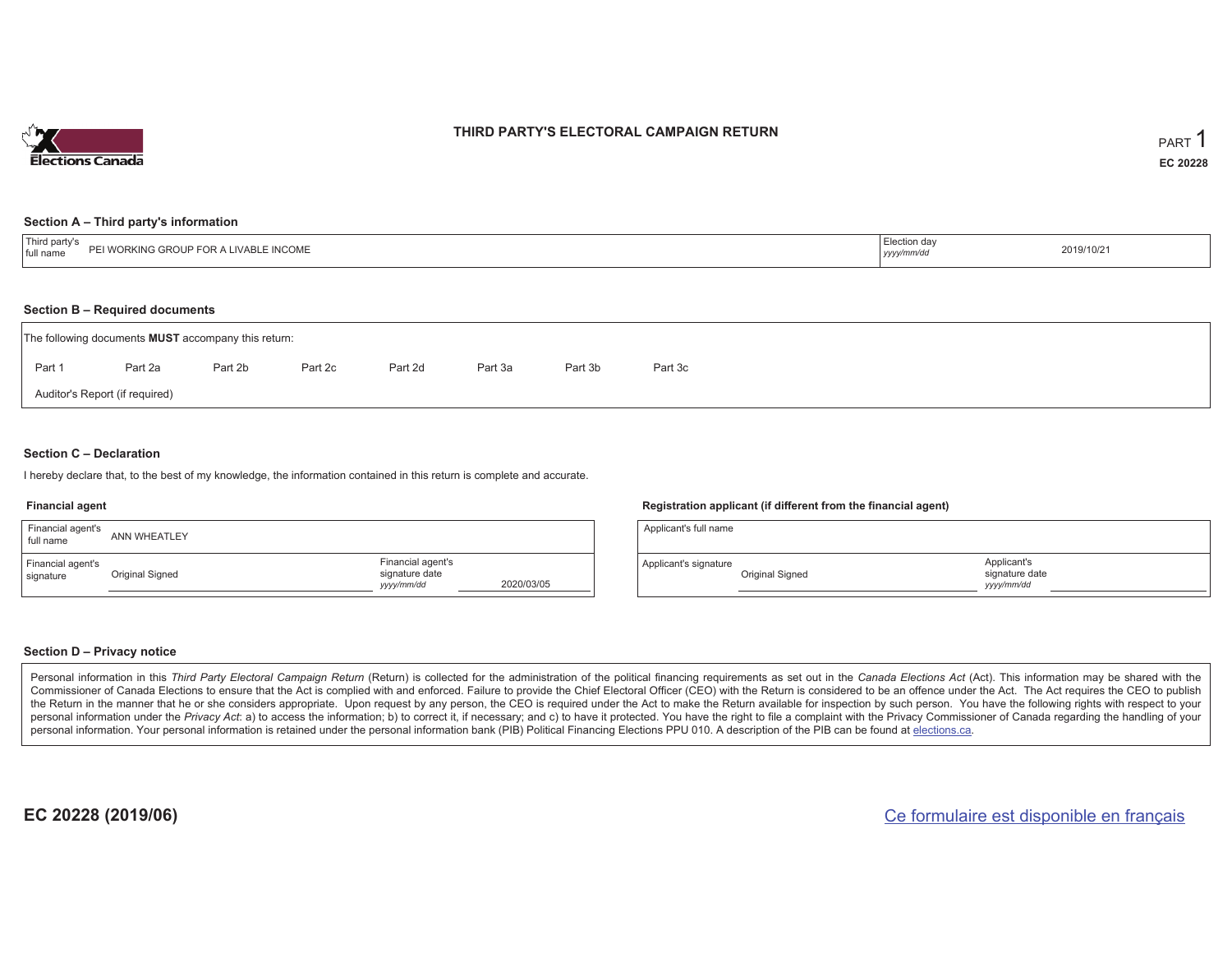# THIRD PARTY'S ELECTORAL CAMPAIGN RETURN

PART 1

EC 20228

## Section A – Third party's information

| Third party's full name | PEI WORKING GROUP FOR A LIVABLE INCOME | Election day *yyyy/mm/dd* | 2019/10/21 |
| --- | --- | --- | --- |

## Section B – Required documents

The following documents **MUST** accompany this return:

Part 1 &nbsp;&nbsp; Part 2a &nbsp;&nbsp; Part 2b &nbsp;&nbsp; Part 2c &nbsp;&nbsp; Part 2d &nbsp;&nbsp; Part 3a &nbsp;&nbsp; Part 3b &nbsp;&nbsp; Part 3c

Auditor's Report (if required)

## Section C – Declaration

I hereby declare that, to the best of my knowledge, the information contained in this return is complete and accurate.

### Financial agent

| Financial agent's full name | ANN WHEATLEY | | |
| --- | --- | --- | --- |
| Financial agent's signature | Original Signed | Financial agent's signature date *yyyy/mm/dd* | 2020/03/05 |

### Registration applicant (if different from the financial agent)

| Applicant's full name | | | |
| --- | --- | --- | --- |
| Applicant's signature | Original Signed | Applicant's signature date *yyyy/mm/dd* | |

## Section D – Privacy notice

Personal information in this *Third Party Electoral Campaign Return* (Return) is collected for the administration of the political financing requirements as set out in the *Canada Elections Act* (Act). This information may be shared with the Commissioner of Canada Elections to ensure that the Act is complied with and enforced. Failure to provide the Chief Electoral Officer (CEO) with the Return is considered to be an offence under the Act. The Act requires the CEO to publish the Return in the manner that he or she considers appropriate. Upon request by any person, the CEO is required under the Act to make the Return available for inspection by such person. You have the following rights with respect to your personal information under the *Privacy Act*: a) to access the information; b) to correct it, if necessary; and c) to have it protected. You have the right to file a complaint with the Privacy Commissioner of Canada regarding the handling of your personal information. Your personal information is retained under the personal information bank (PIB) Political Financing Elections PPU 010. A description of the PIB can be found at elections.ca.

EC 20228 (2019/06)

Ce formulaire est disponible en français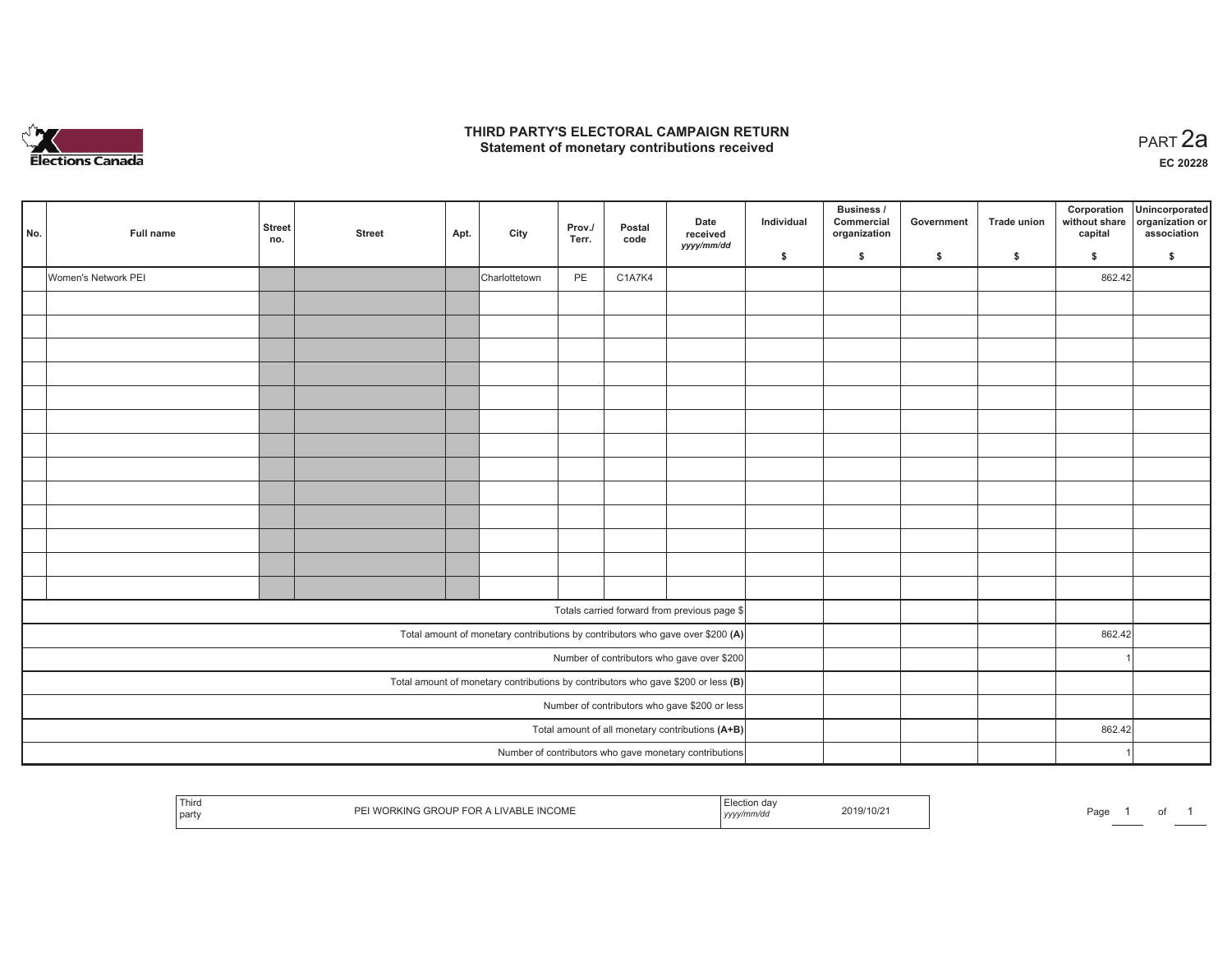# THIRD PARTY'S ELECTORAL CAMPAIGN RETURN

## Statement of monetary contributions received

PART 2a

EC 20228

| No. | Full name | Street no. | Street | Apt. | City | Prov./Terr. | Postal code | Date received yyyy/mm/dd | Individual $ | Business / Commercial organization $ | Government $ | Trade union $ | Corporation without share capital $ | Unincorporated organization or association $ |
|---|---|---|---|---|---|---|---|---|---|---|---|---|---|---|
| | Women's Network PEI | | | | Charlottetown | PE | C1A7K4 | | | | | | 862.42 | |
| | | | | | | | | | | | | | | |
| | | | | | | | | | | | | | | |
| | | | | | | | | | | | | | | |
| | | | | | | | | | | | | | | |
| | | | | | | | | | | | | | | |
| | | | | | | | | | | | | | | |
| | | | | | | | | | | | | | | |
| | | | | | | | | | | | | | | |
| | | | | | | | | | | | | | | |
| | | | | | | | | | | | | | | |
| | | | | | | | | | | | | | | |
| | | | | | | | | | | | | | | |
| | | | | | | | | | | | | | | |
| Totals carried forward from previous page $ | | | | | | | | | | | | | | |
| Total amount of monetary contributions by contributors who gave over $200 (A) | | | | | | | | | | | | | 862.42 | |
| Number of contributors who gave over $200 | | | | | | | | | | | | | 1 | |
| Total amount of monetary contributions by contributors who gave $200 or less (B) | | | | | | | | | | | | | | |
| Number of contributors who gave $200 or less | | | | | | | | | | | | | | |
| Total amount of all monetary contributions (A+B) | | | | | | | | | | | | | 862.42 | |
| Number of contributors who gave monetary contributions | | | | | | | | | | | | | 1 | |

| Third party | PEI WORKING GROUP FOR A LIVABLE INCOME | Election day yyyy/mm/dd | 2019/10/21 |
|---|---|---|---|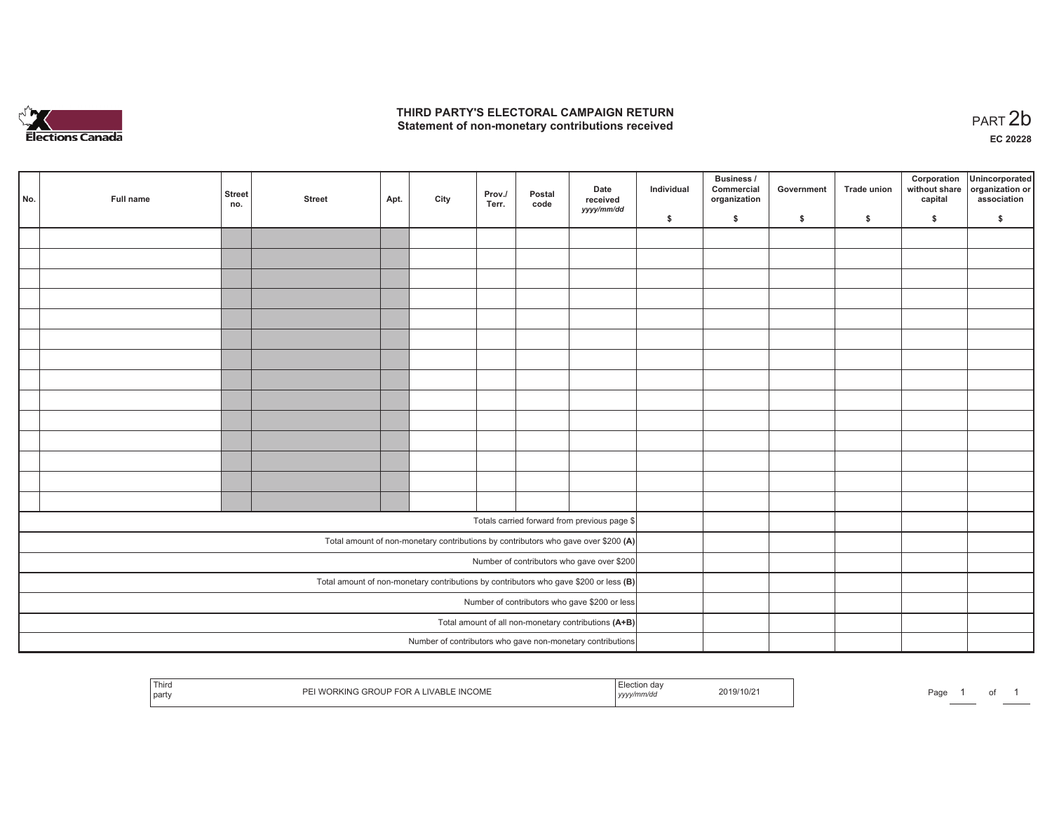# THIRD PARTY'S ELECTORAL CAMPAIGN RETURN
## Statement of non-monetary contributions received

PART 2b

EC 20228

| No. | Full name | Street no. | Street | Apt. | City | Prov./ Terr. | Postal code | Date received *yyyy/mm/dd* | Individual $ | Business / Commercial organization $ | Government $ | Trade union $ | Corporation without share capital $ | Unincorporated organization or association $ |
|---|---|---|---|---|---|---|---|---|---|---|---|---|---|---|
| | | | | | | | | | | | | | | |
| | | | | | | | | | | | | | | |
| | | | | | | | | | | | | | | |
| | | | | | | | | | | | | | | |
| | | | | | | | | | | | | | | |
| | | | | | | | | | | | | | | |
| | | | | | | | | | | | | | | |
| | | | | | | | | | | | | | | |
| | | | | | | | | | | | | | | |
| | | | | | | | | | | | | | | |
| | | | | | | | | | | | | | | |
| | | | | | | | | | | | | | | |
| | | | | | | | | | | | | | | |
| | | | | | | | | | | | | | | |
| Totals carried forward from previous page $ | | | | | | | | | | | | | | |
| Total amount of non-monetary contributions by contributors who gave over $200 **(A)** | | | | | | | | | | | | | | |
| Number of contributors who gave over $200 | | | | | | | | | | | | | | |
| Total amount of non-monetary contributions by contributors who gave $200 or less **(B)** | | | | | | | | | | | | | | |
| Number of contributors who gave $200 or less | | | | | | | | | | | | | | |
| Total amount of all non-monetary contributions **(A+B)** | | | | | | | | | | | | | | |
| Number of contributors who gave non-monetary contributions | | | | | | | | | | | | | | |

| Third party | PEI WORKING GROUP FOR A LIVABLE INCOME | Election day *yyyy/mm/dd* | 2019/10/21 |
|---|---|---|---|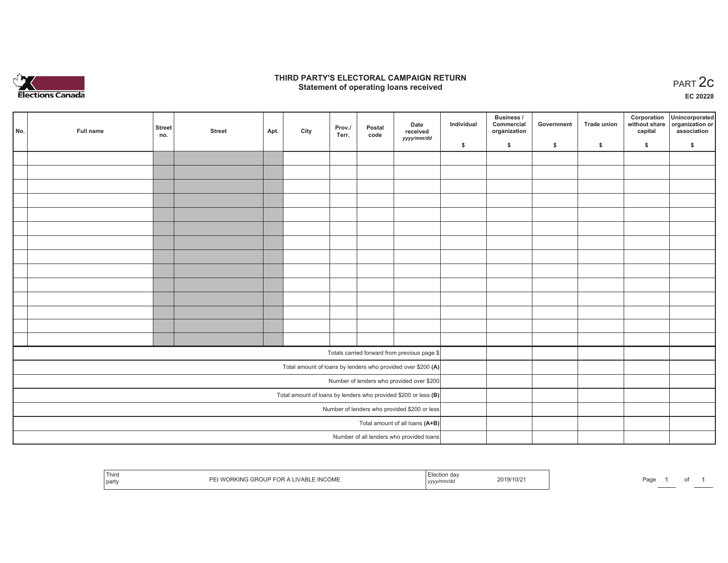Elections Canada

# THIRD PARTY'S ELECTORAL CAMPAIGN RETURN
## Statement of operating loans received

PART 2c

EC 20228

| No. | Full name | Street no. | Street | Apt. | City | Prov./ Terr. | Postal code | Date received *yyyy/mm/dd* | Individual $ | Business / Commercial organization $ | Government $ | Trade union $ | Corporation without share capital $ | Unincorporated organization or association $ |
|---|---|---|---|---|---|---|---|---|---|---|---|---|---|---|
| | | | | | | | | | | | | | | |
| | | | | | | | | | | | | | | |
| | | | | | | | | | | | | | | |
| | | | | | | | | | | | | | | |
| | | | | | | | | | | | | | | |
| | | | | | | | | | | | | | | |
| | | | | | | | | | | | | | | |
| | | | | | | | | | | | | | | |
| | | | | | | | | | | | | | | |
| | | | | | | | | | | | | | | |
| | | | | | | | | | | | | | | |
| | | | | | | | | | | | | | | |
| | | | | | | | | | | | | | | |
| | | | | | | | | | | | | | | |
| Totals carried forward from previous page $ | | | | | | | | | | | | | | |
| Total amount of loans by lenders who provided over $200 **(A)** | | | | | | | | | | | | | | |
| Number of lenders who provided over $200 | | | | | | | | | | | | | | |
| Total amount of loans by lenders who provided $200 or less **(B)** | | | | | | | | | | | | | | |
| Number of lenders who provided $200 or less | | | | | | | | | | | | | | |
| Total amount of all loans **(A+B)** | | | | | | | | | | | | | | |
| Number of all lenders who provided loans | | | | | | | | | | | | | | |

| Third party | PEI WORKING GROUP FOR A LIVABLE INCOME | Election day *yyyy/mm/dd* | 2019/10/21 |
|---|---|---|---|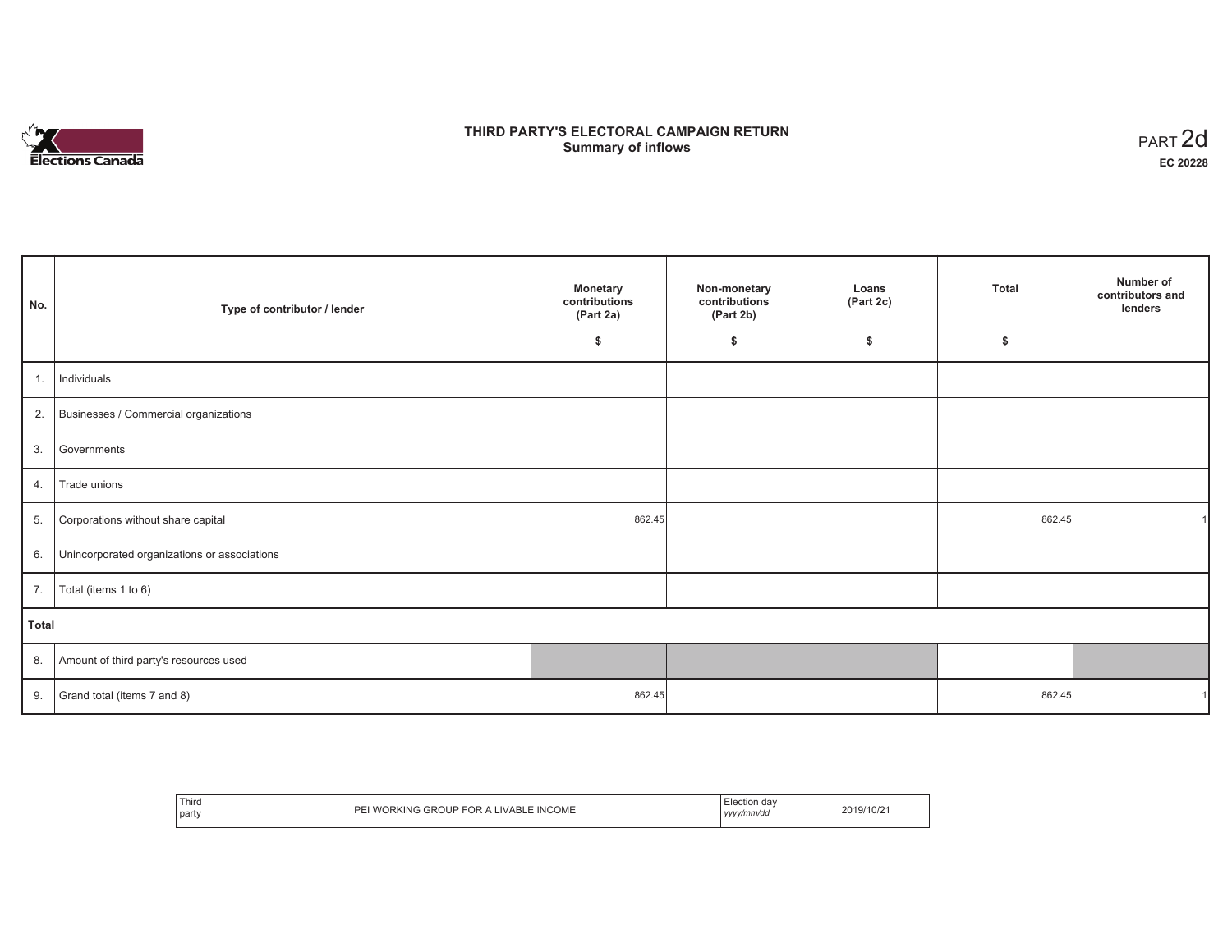# THIRD PARTY'S ELECTORAL CAMPAIGN RETURN
## Summary of inflows

PART 2d
**EC 20228**

| No. | Type of contributor / lender | Monetary contributions (Part 2a) $ | Non-monetary contributions (Part 2b) $ | Loans (Part 2c) $ | Total $ | Number of contributors and lenders |
|---|---|---|---|---|---|---|
| 1. | Individuals | | | | | |
| 2. | Businesses / Commercial organizations | | | | | |
| 3. | Governments | | | | | |
| 4. | Trade unions | | | | | |
| 5. | Corporations without share capital | 862.45 | | | 862.45 | 1 |
| 6. | Unincorporated organizations or associations | | | | | |
| 7. | Total (items 1 to 6) | | | | | |
| **Total** | | | | | | |
| 8. | Amount of third party's resources used | | | | | |
| 9. | Grand total (items 7 and 8) | 862.45 | | | 862.45 | 1 |

| Third party | PEI WORKING GROUP FOR A LIVABLE INCOME | Election day *yyyy/mm/dd* | 2019/10/21 |
|---|---|---|---|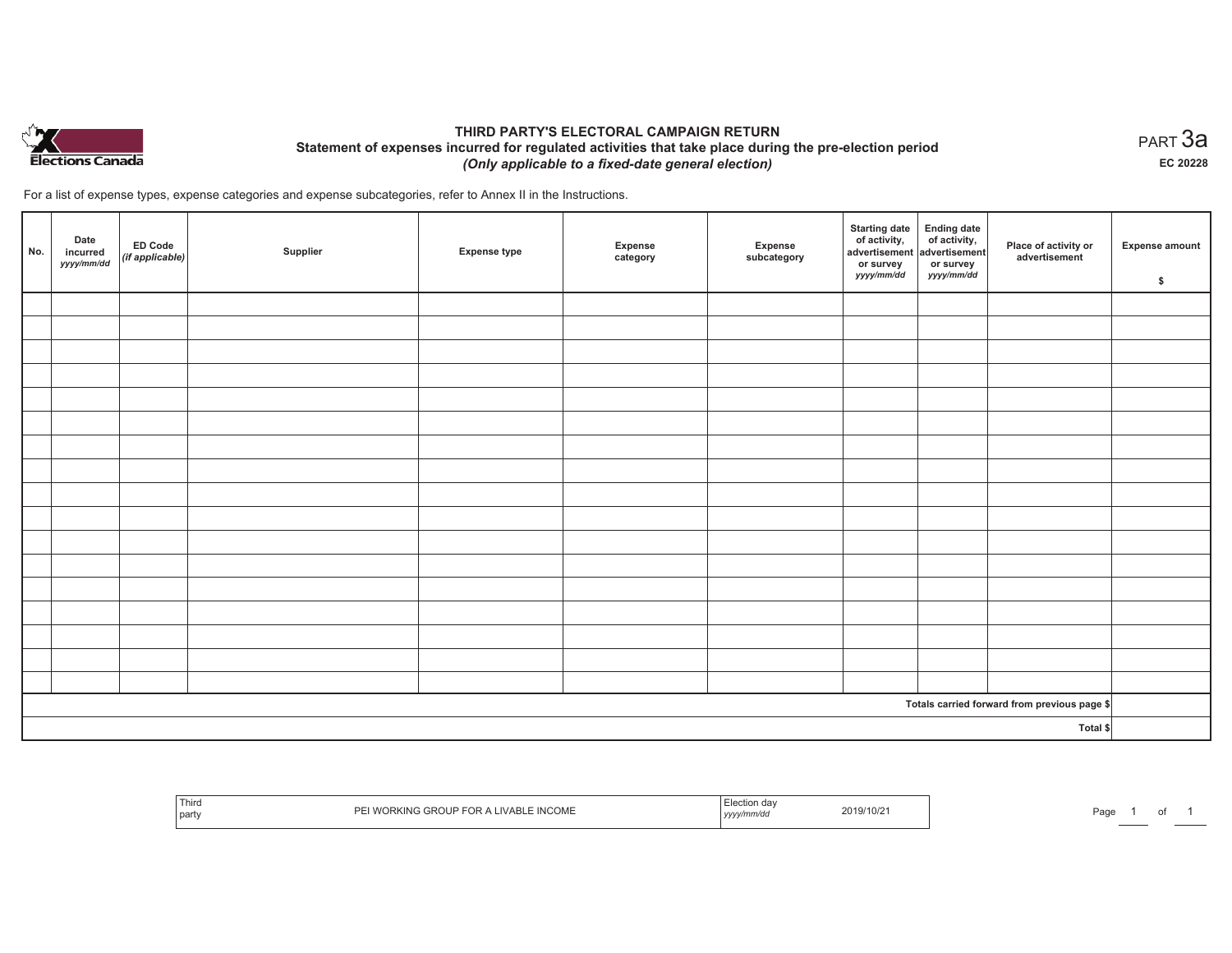# THIRD PARTY'S ELECTORAL CAMPAIGN RETURN

## Statement of expenses incurred for regulated activities that take place during the pre-election period

*(Only applicable to a fixed-date general election)*

PART 3a

EC 20228

For a list of expense types, expense categories and expense subcategories, refer to Annex II in the Instructions.

| No. | Date incurred *yyyy/mm/dd* | ED Code *(if applicable)* | Supplier | Expense type | Expense category | Expense subcategory | Starting date of activity, advertisement or survey *yyyy/mm/dd* | Ending date of activity, advertisement or survey *yyyy/mm/dd* | Place of activity or advertisement | Expense amount $ |
|---|---|---|---|---|---|---|---|---|---|---|
| | | | | | | | | | | |
| | | | | | | | | | | |
| | | | | | | | | | | |
| | | | | | | | | | | |
| | | | | | | | | | | |
| | | | | | | | | | | |
| | | | | | | | | | | |
| | | | | | | | | | | |
| | | | | | | | | | | |
| | | | | | | | | | | |
| | | | | | | | | | | |
| | | | | | | | | | | |
| | | | | | | | | | | |
| | | | | | | | | | | |
| | | | | | | | | | | |
| | | | | | | | | | | |
| | | | | | | | | | | |
| | | | | | | | | | **Totals carried forward from previous page $** | |
| | | | | | | | | | **Total $** | |

| Third party | PEI WORKING GROUP FOR A LIVABLE INCOME | Election day *yyyy/mm/dd* | 2019/10/21 |
|---|---|---|---|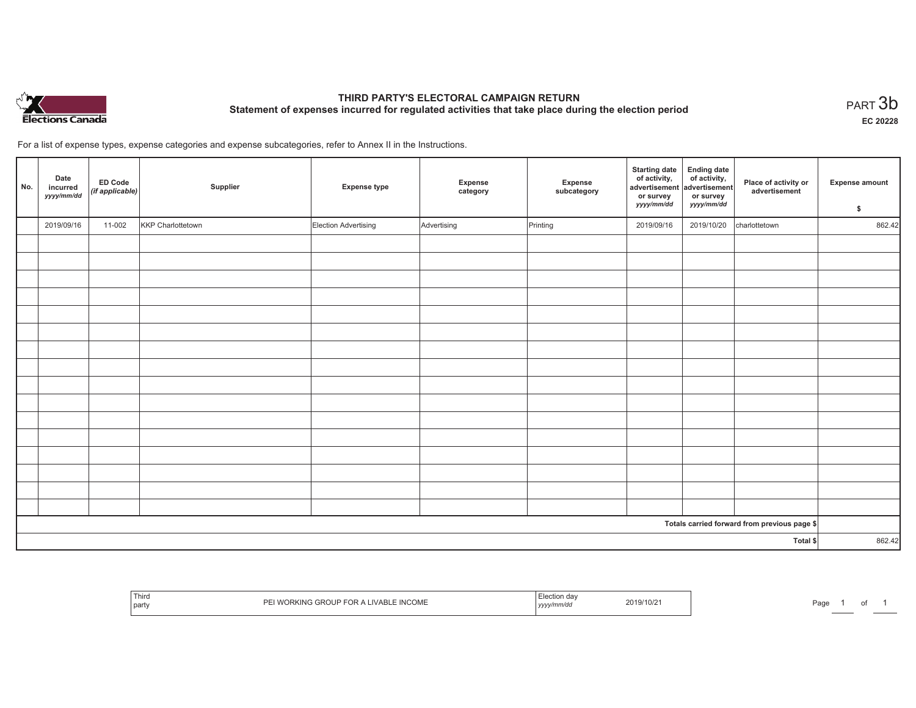Elections Canada

# THIRD PARTY'S ELECTORAL CAMPAIGN RETURN

## Statement of expenses incurred for regulated activities that take place during the election period

PART 3b

EC 20228

For a list of expense types, expense categories and expense subcategories, refer to Annex II in the Instructions.

| No. | Date incurred *yyyy/mm/dd* | ED Code *(if applicable)* | Supplier | Expense type | Expense category | Expense subcategory | Starting date of activity, advertisement or survey *yyyy/mm/dd* | Ending date of activity, advertisement or survey *yyyy/mm/dd* | Place of activity or advertisement | Expense amount $ |
|---|---|---|---|---|---|---|---|---|---|---|
| | 2019/09/16 | 11-002 | KKP Charlottetown | Election Advertising | Advertising | Printing | 2019/09/16 | 2019/10/20 | charlottetown | 862.42 |
| | | | | | | | | | | |
| | | | | | | | | | | |
| | | | | | | | | | | |
| | | | | | | | | | | |
| | | | | | | | | | | |
| | | | | | | | | | | |
| | | | | | | | | | | |
| | | | | | | | | | | |
| | | | | | | | | | | |
| | | | | | | | | | | |
| | | | | | | | | | | |
| | | | | | | | | | | |
| | | | | | | | | | | |
| | | | | | | | | | | |
| | | | | | | | | | | |
| | | | | | | | | | | |
| Totals carried forward from previous page $ | | | | | | | | | | |
| Total $ | | | | | | | | | | 862.42 |

| Third party | PEI WORKING GROUP FOR A LIVABLE INCOME | Election day *yyyy/mm/dd* | 2019/10/21 |
|---|---|---|---|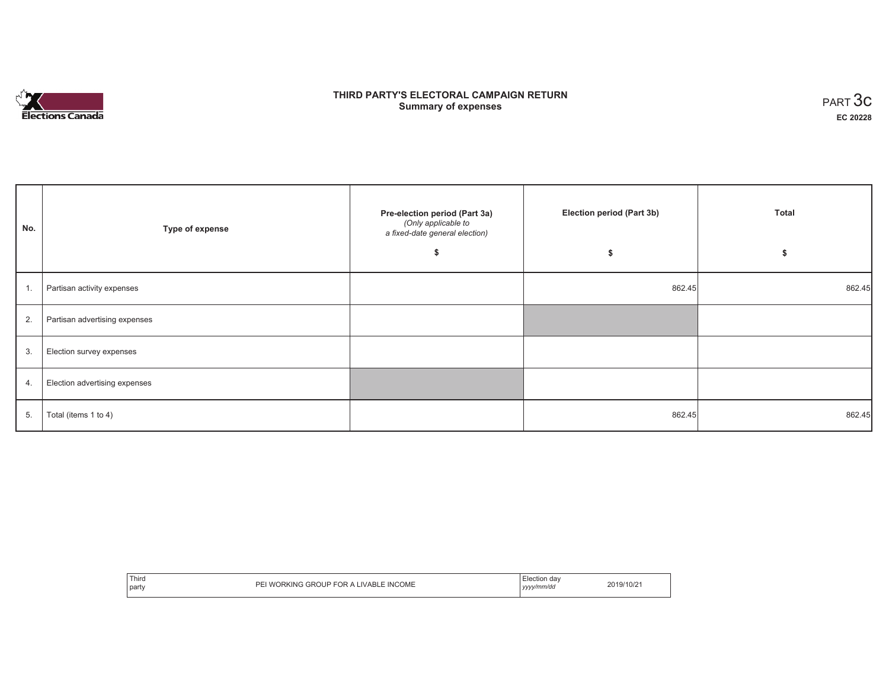Elections Canada

# THIRD PARTY'S ELECTORAL CAMPAIGN RETURN
## Summary of expenses

PART 3c
**EC 20228**

| No. | Type of expense | Pre-election period (Part 3a) *(Only applicable to a fixed-date general election)* $ | Election period (Part 3b) $ | Total $ |
|---|---|---|---|---|
| 1. | Partisan activity expenses | | 862.45 | 862.45 |
| 2. | Partisan advertising expenses | | | |
| 3. | Election survey expenses | | | |
| 4. | Election advertising expenses | | | |
| 5. | Total (items 1 to 4) | | 862.45 | 862.45 |

| | | | |
|---|---|---|---|
| Third party | PEI WORKING GROUP FOR A LIVABLE INCOME | Election day *yyyy/mm/dd* | 2019/10/21 |